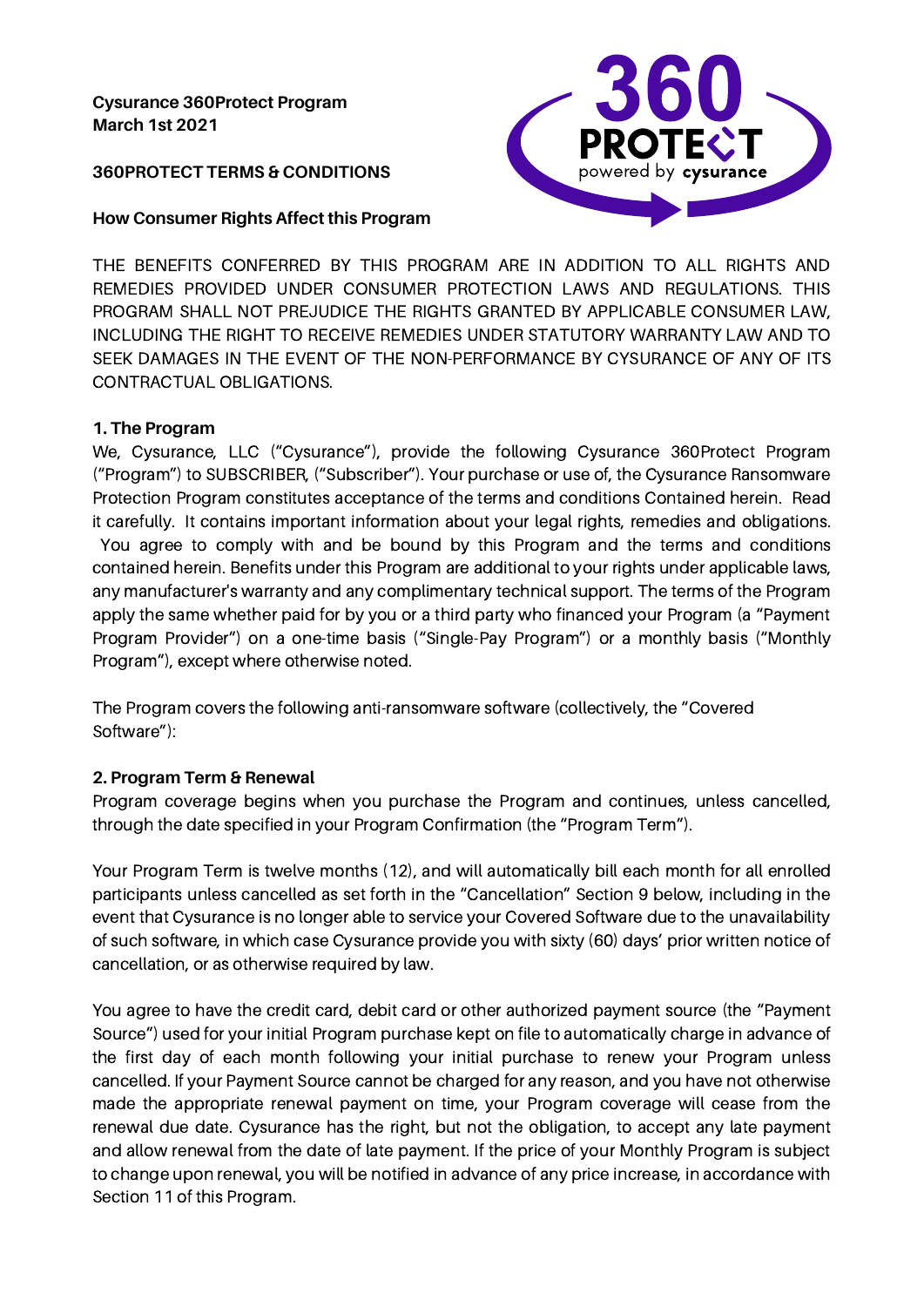**Cysurance 360Protect Program**
**March 1st 2021**

**360PROTECT TERMS & CONDITIONS**

**How Consumer Rights Affect this Program**

THE BENEFITS CONFERRED BY THIS PROGRAM ARE IN ADDITION TO ALL RIGHTS AND REMEDIES PROVIDED UNDER CONSUMER PROTECTION LAWS AND REGULATIONS. THIS PROGRAM SHALL NOT PREJUDICE THE RIGHTS GRANTED BY APPLICABLE CONSUMER LAW, INCLUDING THE RIGHT TO RECEIVE REMEDIES UNDER STATUTORY WARRANTY LAW AND TO SEEK DAMAGES IN THE EVENT OF THE NON-PERFORMANCE BY CYSURANCE OF ANY OF ITS CONTRACTUAL OBLIGATIONS.

**1. The Program**

We, Cysurance, LLC ("Cysurance"), provide the following Cysurance 360Protect Program ("Program") to SUBSCRIBER, ("Subscriber"). Your purchase or use of, the Cysurance Ransomware Protection Program constitutes acceptance of the terms and conditions Contained herein. Read it carefully. It contains important information about your legal rights, remedies and obligations. You agree to comply with and be bound by this Program and the terms and conditions contained herein. Benefits under this Program are additional to your rights under applicable laws, any manufacturer's warranty and any complimentary technical support. The terms of the Program apply the same whether paid for by you or a third party who financed your Program (a "Payment Program Provider") on a one-time basis ("Single-Pay Program") or a monthly basis ("Monthly Program"), except where otherwise noted.

The Program covers the following anti-ransomware software (collectively, the "Covered Software"):

**2. Program Term & Renewal**

Program coverage begins when you purchase the Program and continues, unless cancelled, through the date specified in your Program Confirmation (the "Program Term").

Your Program Term is twelve months (12), and will automatically bill each month for all enrolled participants unless cancelled as set forth in the "Cancellation" Section 9 below, including in the event that Cysurance is no longer able to service your Covered Software due to the unavailability of such software, in which case Cysurance provide you with sixty (60) days' prior written notice of cancellation, or as otherwise required by law.

You agree to have the credit card, debit card or other authorized payment source (the "Payment Source") used for your initial Program purchase kept on file to automatically charge in advance of the first day of each month following your initial purchase to renew your Program unless cancelled. If your Payment Source cannot be charged for any reason, and you have not otherwise made the appropriate renewal payment on time, your Program coverage will cease from the renewal due date. Cysurance has the right, but not the obligation, to accept any late payment and allow renewal from the date of late payment. If the price of your Monthly Program is subject to change upon renewal, you will be notified in advance of any price increase, in accordance with Section 11 of this Program.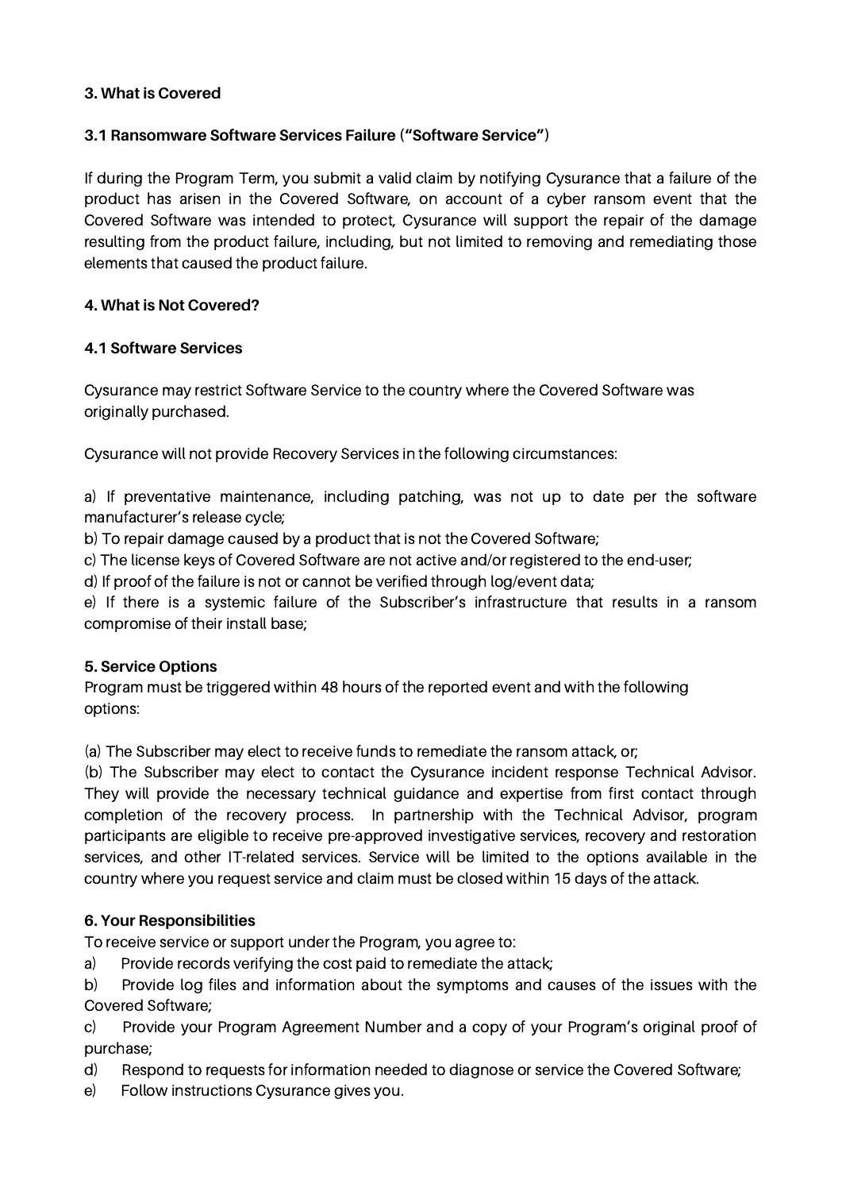### 3. What is Covered

#### 3.1 Ransomware Software Services Failure (**"Software Service"**)

If during the Program Term, you submit a valid claim by notifying Cysurance that a failure of the product has arisen in the Covered Software, on account of a cyber ransom event that the Covered Software was intended to protect, Cysurance will support the repair of the damage resulting from the product failure, including, but not limited to removing and remediating those elements that caused the product failure.

### 4. What is Not Covered?

#### 4.1 Software Services

Cysurance may restrict Software Service to the country where the Covered Software was originally purchased.

Cysurance will not provide Recovery Services in the following circumstances:

a) If preventative maintenance, including patching, was not up to date per the software manufacturer's release cycle;
b) To repair damage caused by a product that is not the Covered Software;
c) The license keys of Covered Software are not active and/or registered to the end-user;
d) If proof of the failure is not or cannot be verified through log/event data;
e) If there is a systemic failure of the Subscriber's infrastructure that results in a ransom compromise of their install base;

### 5. Service Options

Program must be triggered within 48 hours of the reported event and with the following options:

(a) The Subscriber may elect to receive funds to remediate the ransom attack, or;
(b) The Subscriber may elect to contact the Cysurance incident response Technical Advisor. They will provide the necessary technical guidance and expertise from first contact through completion of the recovery process. In partnership with the Technical Advisor, program participants are eligible to receive pre-approved investigative services, recovery and restoration services, and other IT-related services. Service will be limited to the options available in the country where you request service and claim must be closed within 15 days of the attack.

### 6. Your Responsibilities

To receive service or support under the Program, you agree to:

a) Provide records verifying the cost paid to remediate the attack;
b) Provide log files and information about the symptoms and causes of the issues with the Covered Software;
c) Provide your Program Agreement Number and a copy of your Program's original proof of purchase;
d) Respond to requests for information needed to diagnose or service the Covered Software;
e) Follow instructions Cysurance gives you.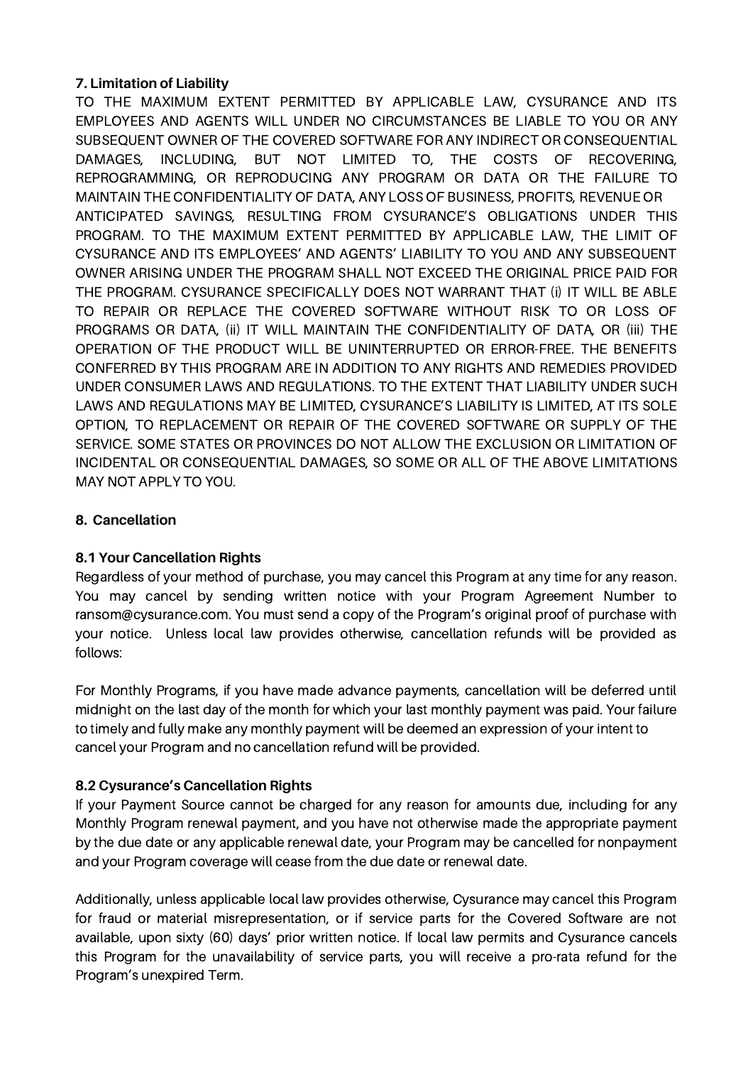**7. Limitation of Liability**

TO THE MAXIMUM EXTENT PERMITTED BY APPLICABLE LAW, CYSURANCE AND ITS EMPLOYEES AND AGENTS WILL UNDER NO CIRCUMSTANCES BE LIABLE TO YOU OR ANY SUBSEQUENT OWNER OF THE COVERED SOFTWARE FOR ANY INDIRECT OR CONSEQUENTIAL DAMAGES, INCLUDING, BUT NOT LIMITED TO, THE COSTS OF RECOVERING, REPROGRAMMING, OR REPRODUCING ANY PROGRAM OR DATA OR THE FAILURE TO MAINTAIN THE CONFIDENTIALITY OF DATA, ANY LOSS OF BUSINESS, PROFITS, REVENUE OR ANTICIPATED SAVINGS, RESULTING FROM CYSURANCE'S OBLIGATIONS UNDER THIS PROGRAM. TO THE MAXIMUM EXTENT PERMITTED BY APPLICABLE LAW, THE LIMIT OF CYSURANCE AND ITS EMPLOYEES' AND AGENTS' LIABILITY TO YOU AND ANY SUBSEQUENT OWNER ARISING UNDER THE PROGRAM SHALL NOT EXCEED THE ORIGINAL PRICE PAID FOR THE PROGRAM. CYSURANCE SPECIFICALLY DOES NOT WARRANT THAT (i) IT WILL BE ABLE TO REPAIR OR REPLACE THE COVERED SOFTWARE WITHOUT RISK TO OR LOSS OF PROGRAMS OR DATA, (ii) IT WILL MAINTAIN THE CONFIDENTIALITY OF DATA, OR (iii) THE OPERATION OF THE PRODUCT WILL BE UNINTERRUPTED OR ERROR-FREE. THE BENEFITS CONFERRED BY THIS PROGRAM ARE IN ADDITION TO ANY RIGHTS AND REMEDIES PROVIDED UNDER CONSUMER LAWS AND REGULATIONS. TO THE EXTENT THAT LIABILITY UNDER SUCH LAWS AND REGULATIONS MAY BE LIMITED, CYSURANCE'S LIABILITY IS LIMITED, AT ITS SOLE OPTION, TO REPLACEMENT OR REPAIR OF THE COVERED SOFTWARE OR SUPPLY OF THE SERVICE. SOME STATES OR PROVINCES DO NOT ALLOW THE EXCLUSION OR LIMITATION OF INCIDENTAL OR CONSEQUENTIAL DAMAGES, SO SOME OR ALL OF THE ABOVE LIMITATIONS MAY NOT APPLY TO YOU.

**8. Cancellation**

**8.1 Your Cancellation Rights**

Regardless of your method of purchase, you may cancel this Program at any time for any reason. You may cancel by sending written notice with your Program Agreement Number to ransom@cysurance.com. You must send a copy of the Program's original proof of purchase with your notice. Unless local law provides otherwise, cancellation refunds will be provided as follows:

For Monthly Programs, if you have made advance payments, cancellation will be deferred until midnight on the last day of the month for which your last monthly payment was paid. Your failure to timely and fully make any monthly payment will be deemed an expression of your intent to cancel your Program and no cancellation refund will be provided.

**8.2 Cysurance's Cancellation Rights**

If your Payment Source cannot be charged for any reason for amounts due, including for any Monthly Program renewal payment, and you have not otherwise made the appropriate payment by the due date or any applicable renewal date, your Program may be cancelled for nonpayment and your Program coverage will cease from the due date or renewal date.

Additionally, unless applicable local law provides otherwise, Cysurance may cancel this Program for fraud or material misrepresentation, or if service parts for the Covered Software are not available, upon sixty (60) days' prior written notice. If local law permits and Cysurance cancels this Program for the unavailability of service parts, you will receive a pro-rata refund for the Program's unexpired Term.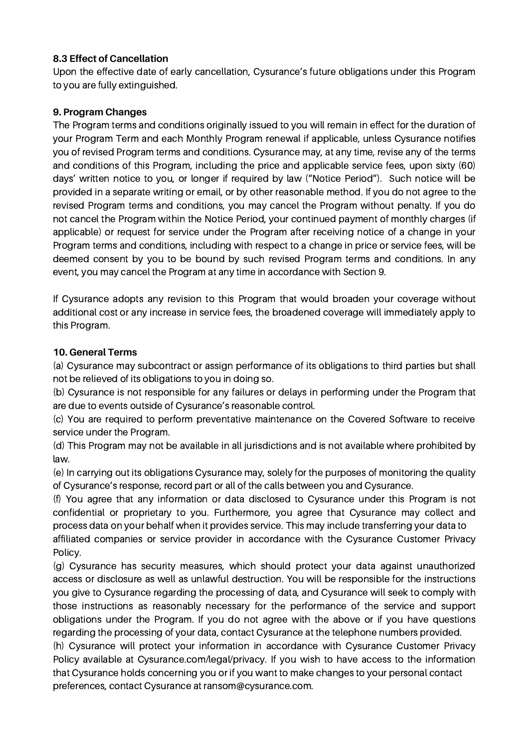**8.3 Effect of Cancellation**

Upon the effective date of early cancellation, Cysurance's future obligations under this Program to you are fully extinguished.

**9. Program Changes**

The Program terms and conditions originally issued to you will remain in effect for the duration of your Program Term and each Monthly Program renewal if applicable, unless Cysurance notifies you of revised Program terms and conditions. Cysurance may, at any time, revise any of the terms and conditions of this Program, including the price and applicable service fees, upon sixty (60) days' written notice to you, or longer if required by law ("Notice Period"). Such notice will be provided in a separate writing or email, or by other reasonable method. If you do not agree to the revised Program terms and conditions, you may cancel the Program without penalty. If you do not cancel the Program within the Notice Period, your continued payment of monthly charges (if applicable) or request for service under the Program after receiving notice of a change in your Program terms and conditions, including with respect to a change in price or service fees, will be deemed consent by you to be bound by such revised Program terms and conditions. In any event, you may cancel the Program at any time in accordance with Section 9.

If Cysurance adopts any revision to this Program that would broaden your coverage without additional cost or any increase in service fees, the broadened coverage will immediately apply to this Program.

**10. General Terms**

(a) Cysurance may subcontract or assign performance of its obligations to third parties but shall not be relieved of its obligations to you in doing so.
(b) Cysurance is not responsible for any failures or delays in performing under the Program that are due to events outside of Cysurance's reasonable control.
(c) You are required to perform preventative maintenance on the Covered Software to receive service under the Program.
(d) This Program may not be available in all jurisdictions and is not available where prohibited by law.
(e) In carrying out its obligations Cysurance may, solely for the purposes of monitoring the quality of Cysurance's response, record part or all of the calls between you and Cysurance.
(f) You agree that any information or data disclosed to Cysurance under this Program is not confidential or proprietary to you. Furthermore, you agree that Cysurance may collect and process data on your behalf when it provides service. This may include transferring your data to affiliated companies or service provider in accordance with the Cysurance Customer Privacy Policy.
(g) Cysurance has security measures, which should protect your data against unauthorized access or disclosure as well as unlawful destruction. You will be responsible for the instructions you give to Cysurance regarding the processing of data, and Cysurance will seek to comply with those instructions as reasonably necessary for the performance of the service and support obligations under the Program. If you do not agree with the above or if you have questions regarding the processing of your data, contact Cysurance at the telephone numbers provided.
(h) Cysurance will protect your information in accordance with Cysurance Customer Privacy Policy available at Cysurance.com/legal/privacy. If you wish to have access to the information that Cysurance holds concerning you or if you want to make changes to your personal contact preferences, contact Cysurance at ransom@cysurance.com.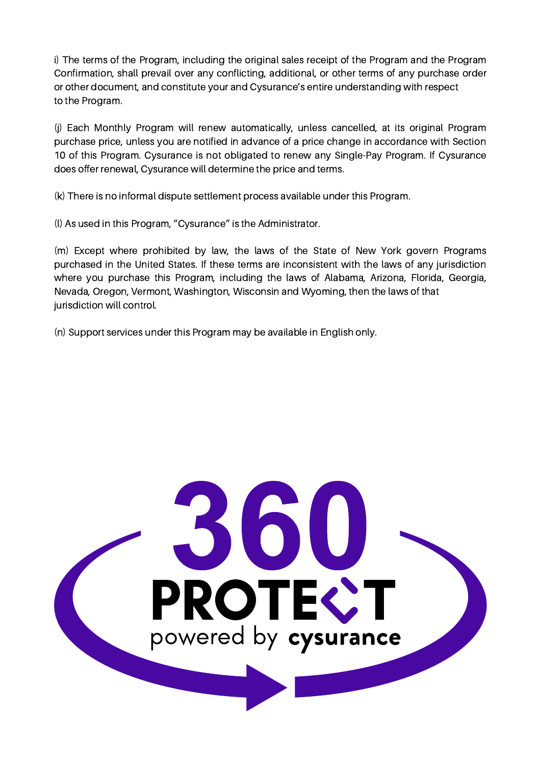i) The terms of the Program, including the original sales receipt of the Program and the Program Confirmation, shall prevail over any conflicting, additional, or other terms of any purchase order or other document, and constitute your and Cysurance's entire understanding with respect to the Program.

(j) Each Monthly Program will renew automatically, unless cancelled, at its original Program purchase price, unless you are notified in advance of a price change in accordance with Section 10 of this Program. Cysurance is not obligated to renew any Single-Pay Program. If Cysurance does offer renewal, Cysurance will determine the price and terms.

(k) There is no informal dispute settlement process available under this Program.

(l) As used in this Program, "Cysurance" is the Administrator.

(m) Except where prohibited by law, the laws of the State of New York govern Programs purchased in the United States. If these terms are inconsistent with the laws of any jurisdiction where you purchase this Program, including the laws of Alabama, Arizona, Florida, Georgia, Nevada, Oregon, Vermont, Washington, Wisconsin and Wyoming, then the laws of that jurisdiction will control.

(n) Support services under this Program may be available in English only.

360 PROTECT

powered by cysurance